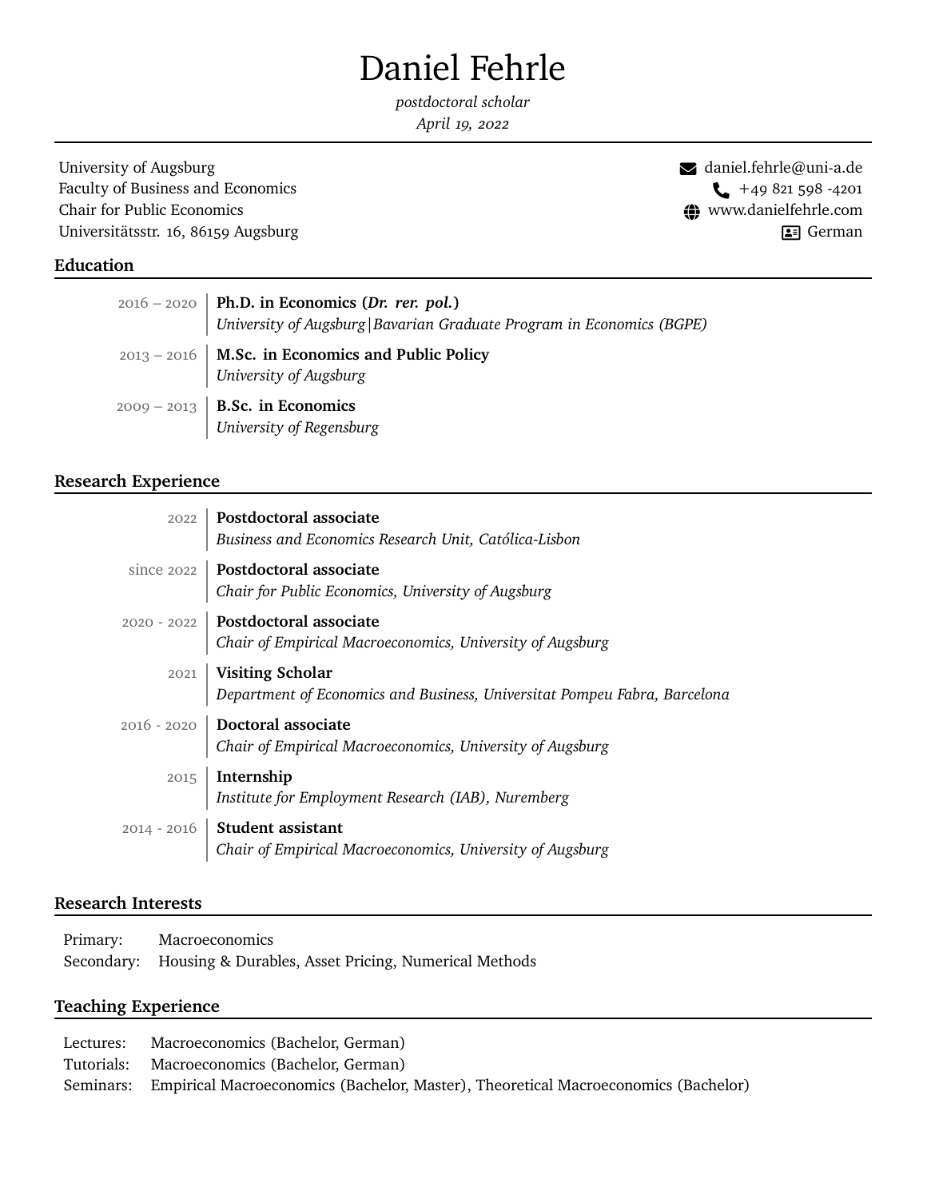# Daniel Fehrle

*postdoctoral scholar*
*April 19, 2022*

University of Augsburg
Faculty of Business and Economics
Chair for Public Economics
Universitätsstr. 16, 86159 Augsburg

daniel.fehrle@uni-a.de
+49 821 598 -4201
www.danielfehrle.com
German

## Education

2016 – 2020 | **Ph.D. in Economics (*Dr. rer. pol.*)**
*University of Augsburg|Bavarian Graduate Program in Economics (BGPE)*

2013 – 2016 | **M.Sc. in Economics and Public Policy**
*University of Augsburg*

2009 – 2013 | **B.Sc. in Economics**
*University of Regensburg*

## Research Experience

2022 | **Postdoctoral associate**
*Business and Economics Research Unit, Católica-Lisbon*

since 2022 | **Postdoctoral associate**
*Chair for Public Economics, University of Augsburg*

2020 - 2022 | **Postdoctoral associate**
*Chair of Empirical Macroeconomics, University of Augsburg*

2021 | **Visiting Scholar**
*Department of Economics and Business, Universitat Pompeu Fabra, Barcelona*

2016 - 2020 | **Doctoral associate**
*Chair of Empirical Macroeconomics, University of Augsburg*

2015 | **Internship**
*Institute for Employment Research (IAB), Nuremberg*

2014 - 2016 | **Student assistant**
*Chair of Empirical Macroeconomics, University of Augsburg*

## Research Interests

Primary: Macroeconomics
Secondary: Housing & Durables, Asset Pricing, Numerical Methods

## Teaching Experience

Lectures: Macroeconomics (Bachelor, German)
Tutorials: Macroeconomics (Bachelor, German)
Seminars: Empirical Macroeconomics (Bachelor, Master), Theoretical Macroeconomics (Bachelor)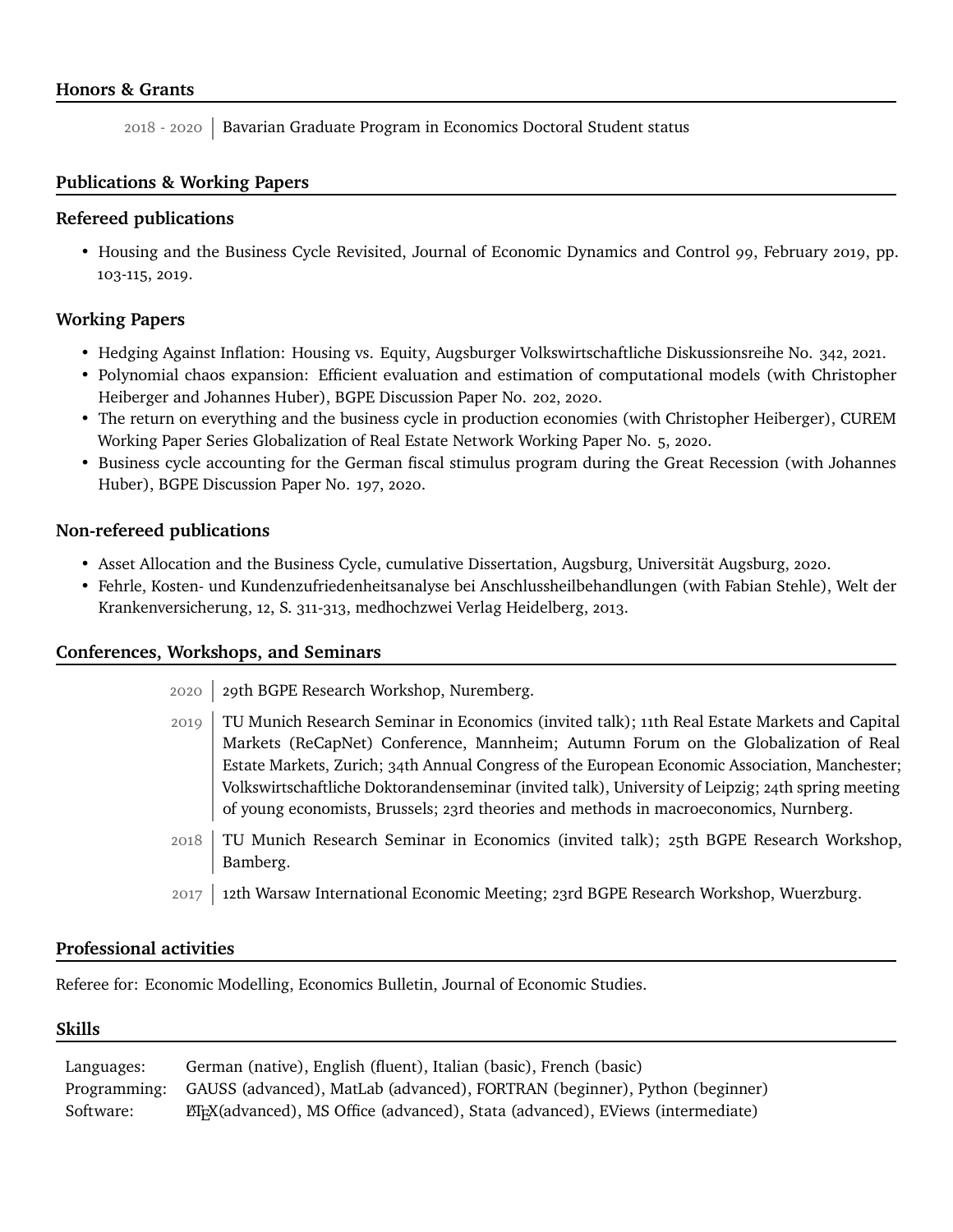## Honors & Grants

2018 - 2020 | Bavarian Graduate Program in Economics Doctoral Student status

## Publications & Working Papers

### Refereed publications

- Housing and the Business Cycle Revisited, Journal of Economic Dynamics and Control 99, February 2019, pp. 103-115, 2019.

### Working Papers

- Hedging Against Inflation: Housing vs. Equity, Augsburger Volkswirtschaftliche Diskussionsreihe No. 342, 2021.
- Polynomial chaos expansion: Efficient evaluation and estimation of computational models (with Christopher Heiberger and Johannes Huber), BGPE Discussion Paper No. 202, 2020.
- The return on everything and the business cycle in production economies (with Christopher Heiberger), CUREM Working Paper Series Globalization of Real Estate Network Working Paper No. 5, 2020.
- Business cycle accounting for the German fiscal stimulus program during the Great Recession (with Johannes Huber), BGPE Discussion Paper No. 197, 2020.

### Non-refereed publications

- Asset Allocation and the Business Cycle, cumulative Dissertation, Augsburg, Universität Augsburg, 2020.
- Fehrle, Kosten- und Kundenzufriedenheitsanalyse bei Anschlussheilbehandlungen (with Fabian Stehle), Welt der Krankenversicherung, 12, S. 311-313, medhochzwei Verlag Heidelberg, 2013.

## Conferences, Workshops, and Seminars

2020 | 29th BGPE Research Workshop, Nuremberg.

2019 | TU Munich Research Seminar in Economics (invited talk); 11th Real Estate Markets and Capital Markets (ReCapNet) Conference, Mannheim; Autumn Forum on the Globalization of Real Estate Markets, Zurich; 34th Annual Congress of the European Economic Association, Manchester; Volkswirtschaftliche Doktorandenseminar (invited talk), University of Leipzig; 24th spring meeting of young economists, Brussels; 23rd theories and methods in macroeconomics, Nurnberg.

2018 | TU Munich Research Seminar in Economics (invited talk); 25th BGPE Research Workshop, Bamberg.

2017 | 12th Warsaw International Economic Meeting; 23rd BGPE Research Workshop, Wuerzburg.

## Professional activities

Referee for: Economic Modelling, Economics Bulletin, Journal of Economic Studies.

## Skills

| | |
|---|---|
| Languages: | German (native), English (fluent), Italian (basic), French (basic) |
| Programming: | GAUSS (advanced), MatLab (advanced), FORTRAN (beginner), Python (beginner) |
| Software: | LaTeX (advanced), MS Office (advanced), Stata (advanced), EViews (intermediate) |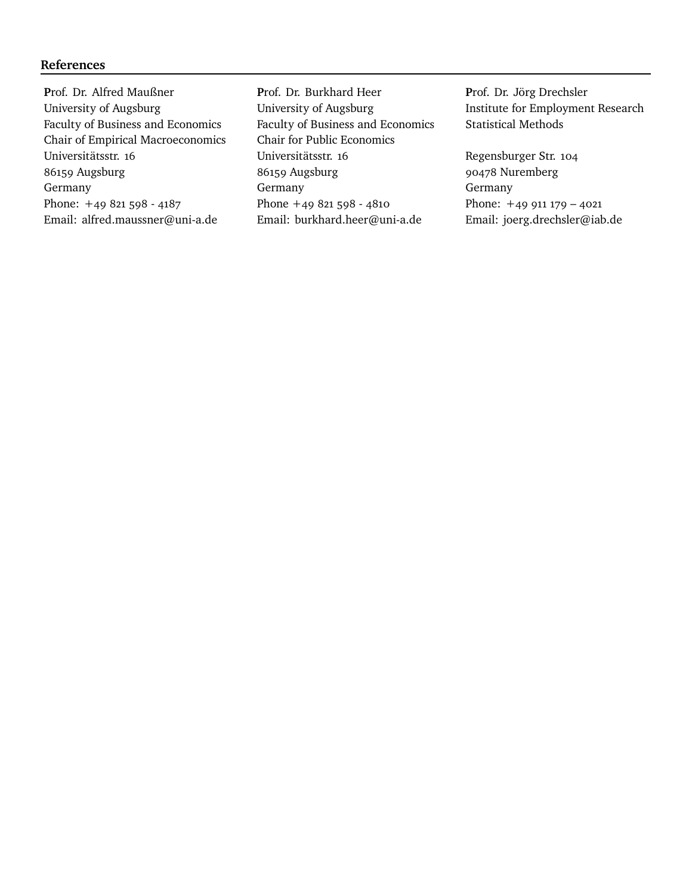## References

**P**rof. Dr. Alfred Maußner
University of Augsburg
Faculty of Business and Economics
Chair of Empirical Macroeconomics
Universitätsstr. 16
86159 Augsburg
Germany
Phone: +49 821 598 - 4187
Email: alfred.maussner@uni-a.de

**P**rof. Dr. Burkhard Heer
University of Augsburg
Faculty of Business and Economics
Chair for Public Economics
Universitätsstr. 16
86159 Augsburg
Germany
Phone +49 821 598 - 4810
Email: burkhard.heer@uni-a.de

**P**rof. Dr. Jörg Drechsler
Institute for Employment Research
Statistical Methods

Regensburger Str. 104
90478 Nuremberg
Germany
Phone: +49 911 179 – 4021
Email: joerg.drechsler@iab.de